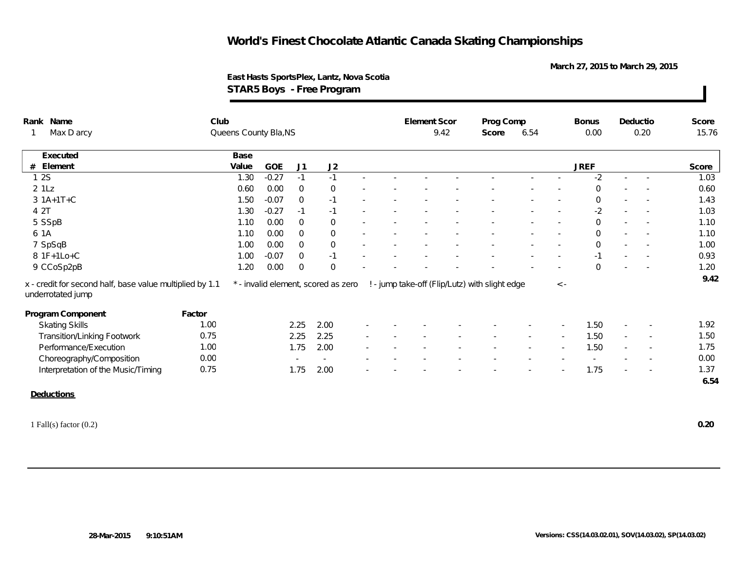# World's Finest Chocolate Atlantic Canada Skating Championships

March 27, 2015 to March 29, 2015

**East Hasts SportsPlex, Lantz, Nova Scotia**

**STAR5 Boys - Free Program**

| Rank | Name | Club | Element Scor | Prog Comp Score | Bonus | Deductio | Score |
|---|---|---|---|---|---|---|---|
| 1 | Max D arcy | Queens County Bla,NS | 9.42 | 6.54 | 0.00 | 0.20 | 15.76 |

| # | Executed Element | Base Value | GOE | J1 | J2 | | | | | | | | | JREF | | | Score |
|---|---|---|---|---|---|---|---|---|---|---|---|---|---|---|---|---|---|
| 1 | 2S | 1.30 | -0.27 | -1 | -1 | - | - | - | - | - | - | - | - | -2 | - | - | 1.03 |
| 2 | 1Lz | 0.60 | 0.00 | 0 | 0 | - | - | - | - | - | - | - | - | 0 | - | - | 0.60 |
| 3 | 1A+1T+C | 1.50 | -0.07 | 0 | -1 | - | - | - | - | - | - | - | - | 0 | - | - | 1.43 |
| 4 | 2T | 1.30 | -0.27 | -1 | -1 | - | - | - | - | - | - | - | - | -2 | - | - | 1.03 |
| 5 | SSpB | 1.10 | 0.00 | 0 | 0 | - | - | - | - | - | - | - | - | 0 | - | - | 1.10 |
| 6 | 1A | 1.10 | 0.00 | 0 | 0 | - | - | - | - | - | - | - | - | 0 | - | - | 1.10 |
| 7 | SpSqB | 1.00 | 0.00 | 0 | 0 | - | - | - | - | - | - | - | - | 0 | - | - | 1.00 |
| 8 | 1F+1Lo+C | 1.00 | -0.07 | 0 | -1 | - | - | - | - | - | - | - | - | -1 | - | - | 0.93 |
| 9 | CCoSp2pB | 1.20 | 0.00 | 0 | 0 | - | - | - | - | - | - | - | - | 0 | - | - | 1.20 |
| | | | | | | | | | | | | | | | | | 9.42 |

x - credit for second half, base value multiplied by 1.1    * - invalid element, scored as zero    ! - jump take-off (Flip/Lutz) with slight edge    <- underrotated jump

| Program Component | Factor | J1 | J2 | | | | | | | | | JREF | | | Score |
|---|---|---|---|---|---|---|---|---|---|---|---|---|---|---|---|
| Skating Skills | 1.00 | 2.25 | 2.00 | - | - | - | - | - | - | - | - | 1.50 | - | - | 1.92 |
| Transition/Linking Footwork | 0.75 | 2.25 | 2.25 | - | - | - | - | - | - | - | - | 1.50 | - | - | 1.50 |
| Performance/Execution | 1.00 | 1.75 | 2.00 | - | - | - | - | - | - | - | - | 1.50 | - | - | 1.75 |
| Choreography/Composition | 0.00 | - | - | - | - | - | - | - | - | - | - | - | - | - | 0.00 |
| Interpretation of the Music/Timing | 0.75 | 1.75 | 2.00 | - | - | - | - | - | - | - | - | 1.75 | - | - | 1.37 |
| | | | | | | | | | | | | | | | 6.54 |

**Deductions**

| | |
|---|---|
| 1 Fall(s) factor (0.2) | 0.20 |

28-Mar-2015 9:10:51AM

Versions: CSS(14.03.02.01), SOV(14.03.02), SP(14.03.02)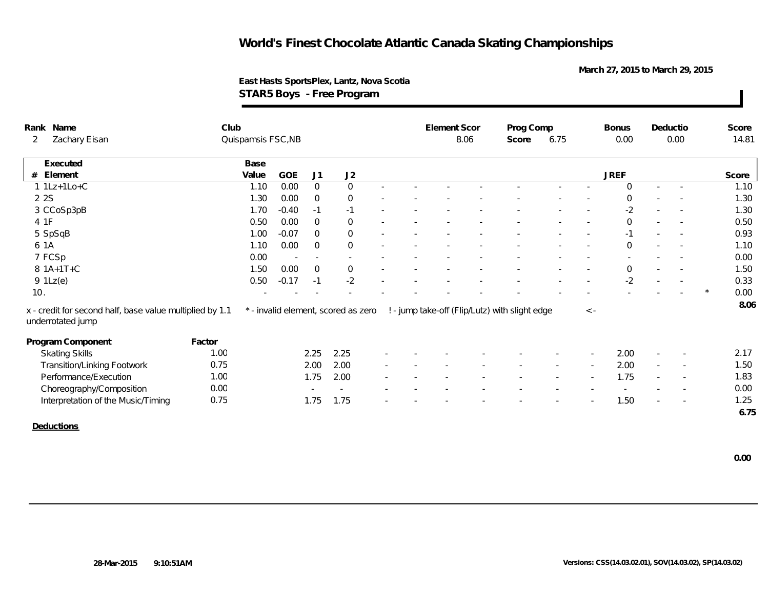# World's Finest Chocolate Atlantic Canada Skating Championships

March 27, 2015 to March 29, 2015

**East Hasts SportsPlex, Lantz, Nova Scotia**

**STAR5 Boys - Free Program**

| Rank | Name | Club | Element Scor | Prog Comp Score | Bonus | Deductio | Score |
|---|---|---|---|---|---|---|---|
| 2 | Zachary Eisan | Quispamsis FSC,NB | 8.06 | 6.75 | 0.00 | 0.00 | 14.81 |

| # | Executed Element | Base Value | GOE | J1 | J2 | | | | | | | | JREF | | | | Score |
|---|---|---|---|---|---|---|---|---|---|---|---|---|---|---|---|---|---|
| 1 | 1Lz+1Lo+C | 1.10 | 0.00 | 0 | 0 | - | - | - | - | - | - | - | 0 | - | - | | 1.10 |
| 2 | 2S | 1.30 | 0.00 | 0 | 0 | - | - | - | - | - | - | - | 0 | - | - | | 1.30 |
| 3 | CCoSp3pB | 1.70 | -0.40 | -1 | -1 | - | - | - | - | - | - | - | -2 | - | - | | 1.30 |
| 4 | 1F | 0.50 | 0.00 | 0 | 0 | - | - | - | - | - | - | - | 0 | - | - | | 0.50 |
| 5 | SpSqB | 1.00 | -0.07 | 0 | 0 | - | - | - | - | - | - | - | -1 | - | - | | 0.93 |
| 6 | 1A | 1.10 | 0.00 | 0 | 0 | - | - | - | - | - | - | - | 0 | - | - | | 1.10 |
| 7 | FCSp | 0.00 | - | - | - | - | - | - | - | - | - | - | - | - | - | | 0.00 |
| 8 | 1A+1T+C | 1.50 | 0.00 | 0 | 0 | - | - | - | - | - | - | - | 0 | - | - | | 1.50 |
| 9 | 1Lz(e) | 0.50 | -0.17 | -1 | -2 | - | - | - | - | - | - | - | -2 | - | - | | 0.33 |
| 10 | . | - | - | - | - | - | - | - | - | - | - | - | - | - | - | * | 0.00 |
| | | | | | | | | | | | | | | | | | 8.06 |

x - credit for second half, base value multiplied by 1.1 &nbsp;&nbsp; * - invalid element, scored as zero &nbsp;&nbsp; ! - jump take-off (Flip/Lutz) with slight edge &nbsp;&nbsp; < - underrotated jump

| Program Component | Factor | J1 | J2 | | | | | | | | JREF | | | Score |
|---|---|---|---|---|---|---|---|---|---|---|---|---|---|---|
| Skating Skills | 1.00 | 2.25 | 2.25 | - | - | - | - | - | - | - | 2.00 | - | - | 2.17 |
| Transition/Linking Footwork | 0.75 | 2.00 | 2.00 | - | - | - | - | - | - | - | 2.00 | - | - | 1.50 |
| Performance/Execution | 1.00 | 1.75 | 2.00 | - | - | - | - | - | - | - | 1.75 | - | - | 1.83 |
| Choreography/Composition | 0.00 | - | - | - | - | - | - | - | - | - | - | - | - | 0.00 |
| Interpretation of the Music/Timing | 0.75 | 1.75 | 1.75 | - | - | - | - | - | - | - | 1.50 | - | - | 1.25 |
| | | | | | | | | | | | | | | 6.75 |

**Deductions**

0.00

28-Mar-2015 9:10:51AM

Versions: CSS(14.03.02.01), SOV(14.03.02), SP(14.03.02)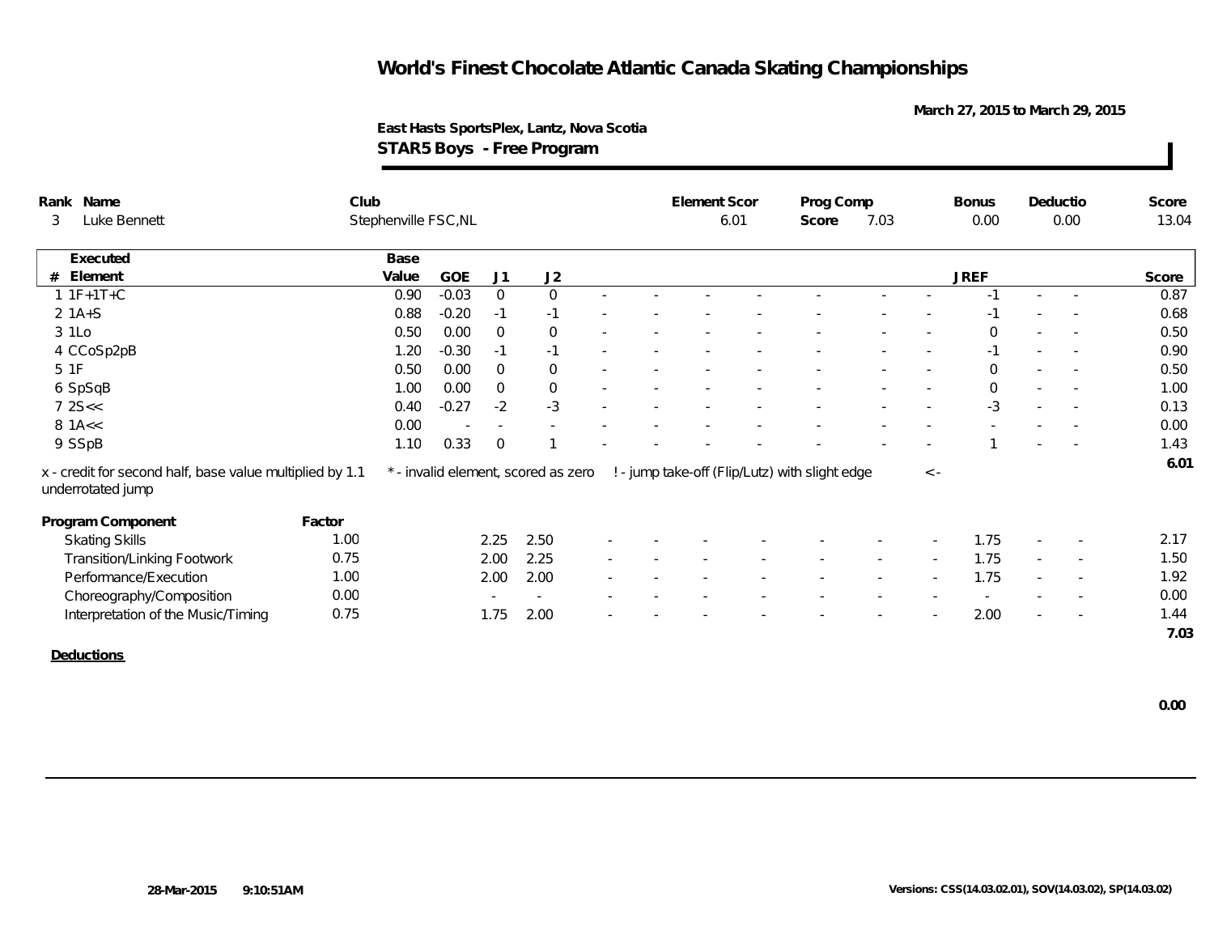# World's Finest Chocolate Atlantic Canada Skating Championships

March 27, 2015 to March 29, 2015

East Hasts SportsPlex, Lantz, Nova Scotia

**STAR5 Boys - Free Program**

| Rank | Name | Club | Element Scor | Prog Comp Score | Bonus | Deductio | Score |
|---|---|---|---|---|---|---|---|
| 3 | Luke Bennett | Stephenville FSC,NL | 6.01 | 7.03 | 0.00 | 0.00 | 13.04 |

| # | Executed Element | Base Value | GOE | J1 | J2 | | | | | | | | JREF | | | Score |
|---|---|---|---|---|---|---|---|---|---|---|---|---|---|---|---|---|
| 1 | 1F+1T+C | 0.90 | -0.03 | 0 | 0 | - | - | - | - | - | - | - | -1 | - | - | 0.87 |
| 2 | 1A+S | 0.88 | -0.20 | -1 | -1 | - | - | - | - | - | - | - | -1 | - | - | 0.68 |
| 3 | 1Lo | 0.50 | 0.00 | 0 | 0 | - | - | - | - | - | - | - | 0 | - | - | 0.50 |
| 4 | CCoSp2pB | 1.20 | -0.30 | -1 | -1 | - | - | - | - | - | - | - | -1 | - | - | 0.90 |
| 5 | 1F | 0.50 | 0.00 | 0 | 0 | - | - | - | - | - | - | - | 0 | - | - | 0.50 |
| 6 | SpSqB | 1.00 | 0.00 | 0 | 0 | - | - | - | - | - | - | - | 0 | - | - | 1.00 |
| 7 | 2S<< | 0.40 | -0.27 | -2 | -3 | - | - | - | - | - | - | - | -3 | - | - | 0.13 |
| 8 | 1A<< | 0.00 | - | - | - | - | - | - | - | - | - | - | - | - | - | 0.00 |
| 9 | SSpB | 1.10 | 0.33 | 0 | 1 | - | - | - | - | - | - | - | 1 | - | - | 1.43 |
| | | | | | | | | | | | | | | | | 6.01 |

x - credit for second half, base value multiplied by 1.1 &nbsp;&nbsp; * - invalid element, scored as zero &nbsp;&nbsp; ! - jump take-off (Flip/Lutz) with slight edge &nbsp;&nbsp; < - underrotated jump

| Program Component | Factor | J1 | J2 | | | | | | | | JREF | | | Score |
|---|---|---|---|---|---|---|---|---|---|---|---|---|---|---|
| Skating Skills | 1.00 | 2.25 | 2.50 | - | - | - | - | - | - | - | 1.75 | - | - | 2.17 |
| Transition/Linking Footwork | 0.75 | 2.00 | 2.25 | - | - | - | - | - | - | - | 1.75 | - | - | 1.50 |
| Performance/Execution | 1.00 | 2.00 | 2.00 | - | - | - | - | - | - | - | 1.75 | - | - | 1.92 |
| Choreography/Composition | 0.00 | - | - | - | - | - | - | - | - | - | - | - | - | 0.00 |
| Interpretation of the Music/Timing | 0.75 | 1.75 | 2.00 | - | - | - | - | - | - | - | 2.00 | - | - | 1.44 |
| | | | | | | | | | | | | | | 7.03 |

**Deductions**

0.00

28-Mar-2015 9:10:51AM

Versions: CSS(14.03.02.01), SOV(14.03.02), SP(14.03.02)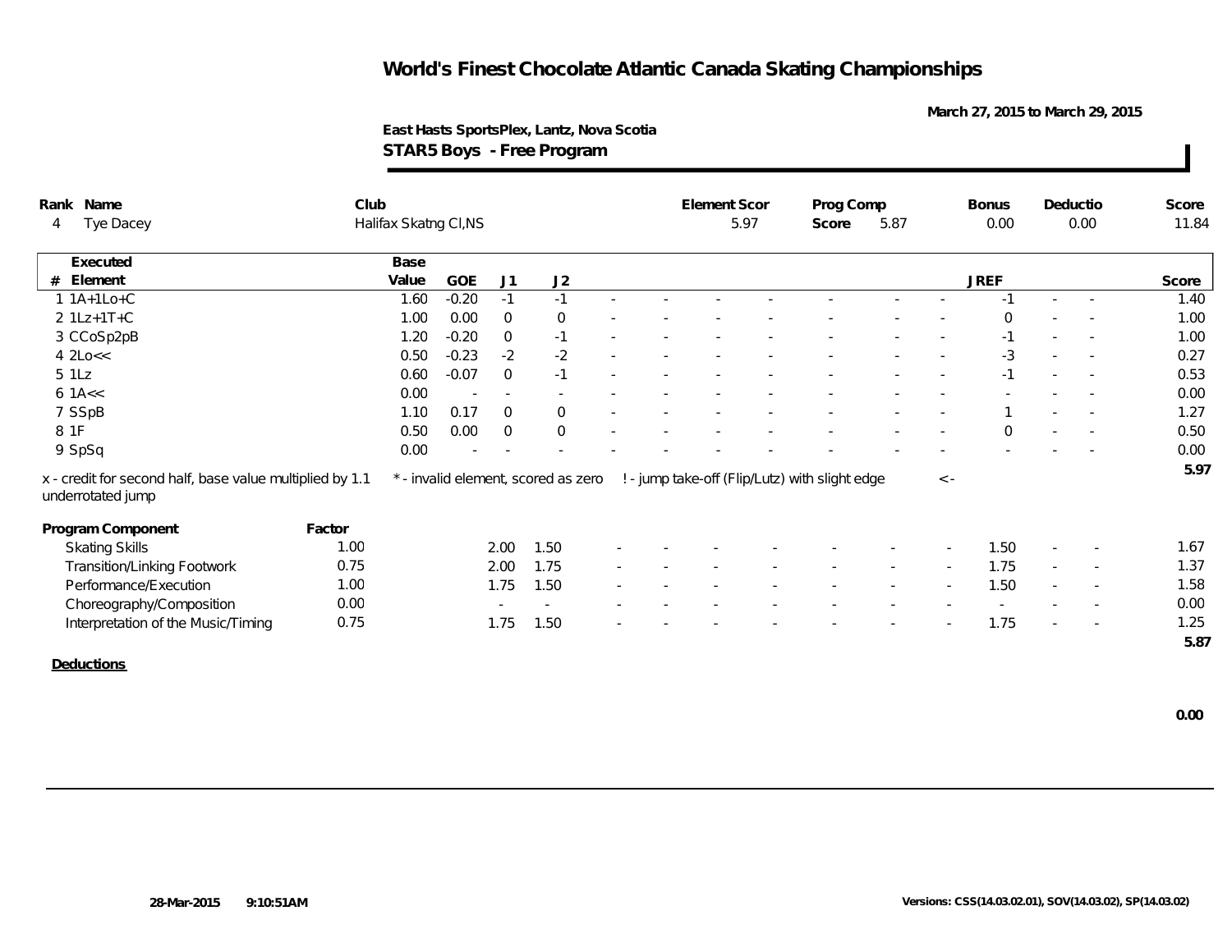# World's Finest Chocolate Atlantic Canada Skating Championships

March 27, 2015 to March 29, 2015

East Hasts SportsPlex, Lantz, Nova Scotia

**STAR5 Boys - Free Program**

| Rank | Name | Club | Element Scor | Prog Comp Score | Bonus | Deductio | Score |
|---|---|---|---|---|---|---|---|
| 4 | Tye Dacey | Halifax Skatng Cl,NS | 5.97 | 5.87 | 0.00 | 0.00 | 11.84 |

| # | Executed Element | Base Value | GOE | J1 | J2 | | | | | | | | | JREF | | | Score |
|---|---|---|---|---|---|---|---|---|---|---|---|---|---|---|---|---|---|
| 1 | 1A+1Lo+C | 1.60 | -0.20 | -1 | -1 | - | - | - | - | - | - | - | - | -1 | - | - | 1.40 |
| 2 | 1Lz+1T+C | 1.00 | 0.00 | 0 | 0 | - | - | - | - | - | - | - | - | 0 | - | - | 1.00 |
| 3 | CCoSp2pB | 1.20 | -0.20 | 0 | -1 | - | - | - | - | - | - | - | - | -1 | - | - | 1.00 |
| 4 | 2Lo<< | 0.50 | -0.23 | -2 | -2 | - | - | - | - | - | - | - | - | -3 | - | - | 0.27 |
| 5 | 1Lz | 0.60 | -0.07 | 0 | -1 | - | - | - | - | - | - | - | - | -1 | - | - | 0.53 |
| 6 | 1A<< | 0.00 | - | - | - | - | - | - | - | - | - | - | - | - | - | - | 0.00 |
| 7 | SSpB | 1.10 | 0.17 | 0 | 0 | - | - | - | - | - | - | - | - | 1 | - | - | 1.27 |
| 8 | 1F | 0.50 | 0.00 | 0 | 0 | - | - | - | - | - | - | - | - | 0 | - | - | 0.50 |
| 9 | SpSq | 0.00 | - | - | - | - | - | - | - | - | - | - | - | - | - | - | 0.00 |
| | | | | | | | | | | | | | | | | | 5.97 |

x - credit for second half, base value multiplied by 1.1 &nbsp; * - invalid element, scored as zero &nbsp; ! - jump take-off (Flip/Lutz) with slight edge &nbsp; < - underrotated jump

| Program Component | Factor | J1 | J2 | | | | | | | | | JREF | | | Score |
|---|---|---|---|---|---|---|---|---|---|---|---|---|---|---|---|
| Skating Skills | 1.00 | 2.00 | 1.50 | - | - | - | - | - | - | - | - | 1.50 | - | - | 1.67 |
| Transition/Linking Footwork | 0.75 | 2.00 | 1.75 | - | - | - | - | - | - | - | - | 1.75 | - | - | 1.37 |
| Performance/Execution | 1.00 | 1.75 | 1.50 | - | - | - | - | - | - | - | - | 1.50 | - | - | 1.58 |
| Choreography/Composition | 0.00 | - | - | - | - | - | - | - | - | - | - | - | - | - | 0.00 |
| Interpretation of the Music/Timing | 0.75 | 1.75 | 1.50 | - | - | - | - | - | - | - | - | 1.75 | - | - | 1.25 |
| | | | | | | | | | | | | | | | 5.87 |

**Deductions**

0.00

28-Mar-2015 9:10:51AM

Versions: CSS(14.03.02.01), SOV(14.03.02), SP(14.03.02)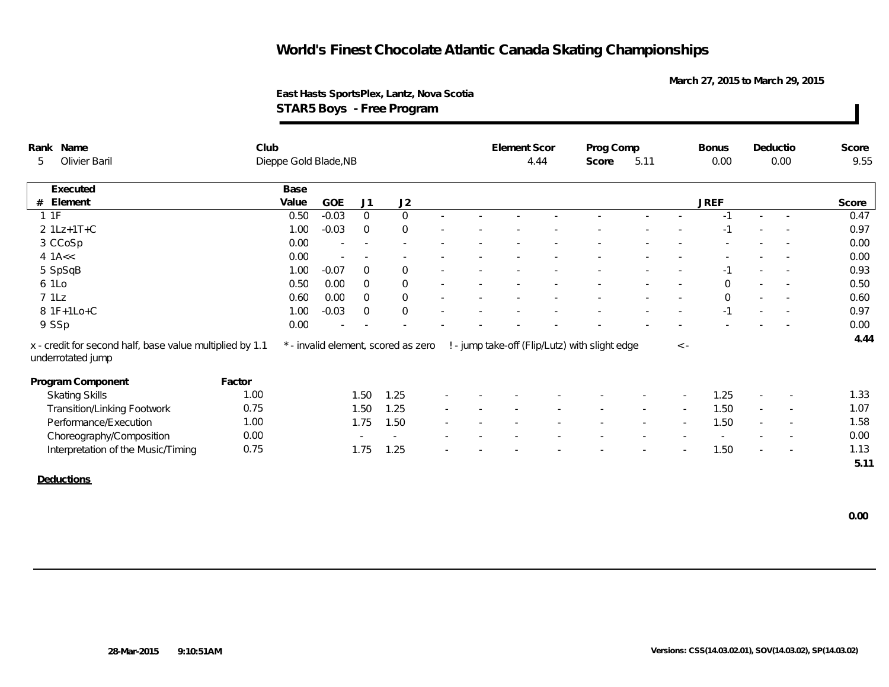# World's Finest Chocolate Atlantic Canada Skating Championships

March 27, 2015 to March 29, 2015

East Hasts SportsPlex, Lantz, Nova Scotia

**STAR5 Boys - Free Program**

| Rank | Name | Club | Element Scor | Prog Comp Score | Bonus | Deductio | Score |
|---|---|---|---|---|---|---|---|
| 5 | Olivier Baril | Dieppe Gold Blade,NB | 4.44 | 5.11 | 0.00 | 0.00 | 9.55 |

| # | Executed Element | Base Value | GOE | J1 | J2 | | | | | | | | | JREF | | | Score |
|---|---|---|---|---|---|---|---|---|---|---|---|---|---|---|---|---|---|
| 1 | 1F | 0.50 | -0.03 | 0 | 0 | - | - | - | - | - | - | - | - | -1 | - | - | 0.47 |
| 2 | 1Lz+1T+C | 1.00 | -0.03 | 0 | 0 | - | - | - | - | - | - | - | - | -1 | - | - | 0.97 |
| 3 | CCoSp | 0.00 | - | - | - | - | - | - | - | - | - | - | - | - | - | - | 0.00 |
| 4 | 1A<< | 0.00 | - | - | - | - | - | - | - | - | - | - | - | - | - | - | 0.00 |
| 5 | SpSqB | 1.00 | -0.07 | 0 | 0 | - | - | - | - | - | - | - | - | -1 | - | - | 0.93 |
| 6 | 1Lo | 0.50 | 0.00 | 0 | 0 | - | - | - | - | - | - | - | - | 0 | - | - | 0.50 |
| 7 | 1Lz | 0.60 | 0.00 | 0 | 0 | - | - | - | - | - | - | - | - | 0 | - | - | 0.60 |
| 8 | 1F+1Lo+C | 1.00 | -0.03 | 0 | 0 | - | - | - | - | - | - | - | - | -1 | - | - | 0.97 |
| 9 | SSp | 0.00 | - | - | - | - | - | - | - | - | - | - | - | - | - | - | 0.00 |
| | | | | | | | | | | | | | | | | | 4.44 |

x - credit for second half, base value multiplied by 1.1 &nbsp;&nbsp; * - invalid element, scored as zero &nbsp;&nbsp; ! - jump take-off (Flip/Lutz) with slight edge &nbsp;&nbsp; < - underrotated jump

| Program Component | Factor | J1 | J2 | | | | | | | | | JREF | | | Score |
|---|---|---|---|---|---|---|---|---|---|---|---|---|---|---|---|
| Skating Skills | 1.00 | 1.50 | 1.25 | - | - | - | - | - | - | - | - | 1.25 | - | - | 1.33 |
| Transition/Linking Footwork | 0.75 | 1.50 | 1.25 | - | - | - | - | - | - | - | - | 1.50 | - | - | 1.07 |
| Performance/Execution | 1.00 | 1.75 | 1.50 | - | - | - | - | - | - | - | - | 1.50 | - | - | 1.58 |
| Choreography/Composition | 0.00 | - | - | - | - | - | - | - | - | - | - | - | - | - | 0.00 |
| Interpretation of the Music/Timing | 0.75 | 1.75 | 1.25 | - | - | - | - | - | - | - | - | 1.50 | - | - | 1.13 |
| | | | | | | | | | | | | | | | 5.11 |

**Deductions**

0.00

28-Mar-2015 9:10:51AM

Versions: CSS(14.03.02.01), SOV(14.03.02), SP(14.03.02)